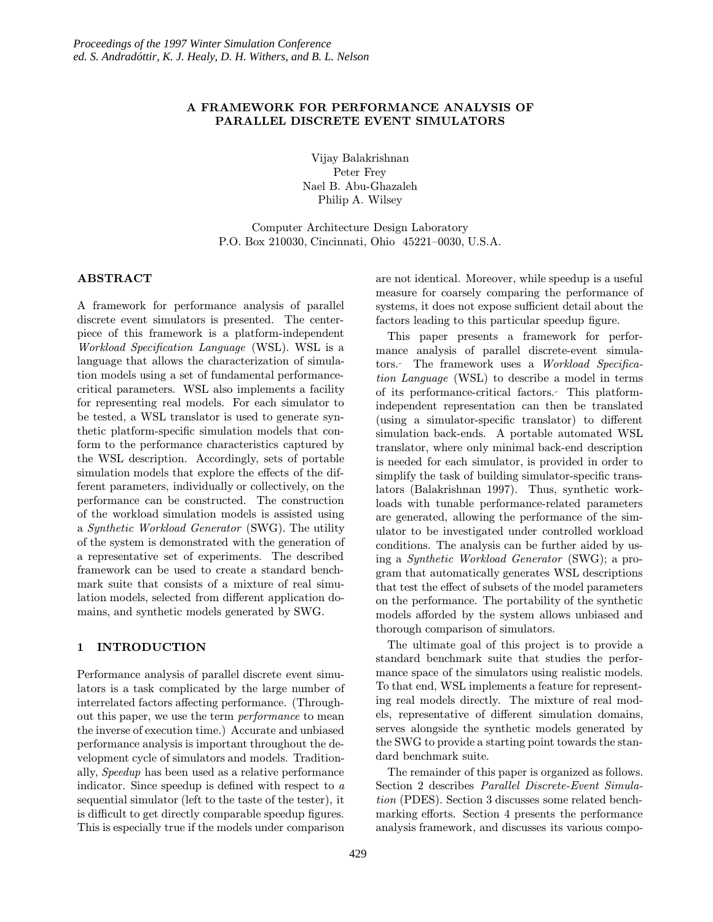# A FRAMEWORK FOR PERFORMANCE ANALYSIS OF PARALLEL DISCRETE EVENT SIMULATORS

Vijay Balakrishnan
Peter Frey
Nael B. Abu-Ghazaleh
Philip A. Wilsey

Computer Architecture Design Laboratory
P.O. Box 210030, Cincinnati, Ohio 45221–0030, U.S.A.

## ABSTRACT

A framework for performance analysis of parallel discrete event simulators is presented. The centerpiece of this framework is a platform-independent *Workload Specification Language* (WSL). WSL is a language that allows the characterization of simulation models using a set of fundamental performance-critical parameters. WSL also implements a facility for representing real models. For each simulator to be tested, a WSL translator is used to generate synthetic platform-specific simulation models that conform to the performance characteristics captured by the WSL description. Accordingly, sets of portable simulation models that explore the effects of the different parameters, individually or collectively, on the performance can be constructed. The construction of the workload simulation models is assisted using a *Synthetic Workload Generator* (SWG). The utility of the system is demonstrated with the generation of a representative set of experiments. The described framework can be used to create a standard benchmark suite that consists of a mixture of real simulation models, selected from different application domains, and synthetic models generated by SWG.

## 1 INTRODUCTION

Performance analysis of parallel discrete event simulators is a task complicated by the large number of interrelated factors affecting performance. (Throughout this paper, we use the term *performance* to mean the inverse of execution time.) Accurate and unbiased performance analysis is important throughout the development cycle of simulators and models. Traditionally, *Speedup* has been used as a relative performance indicator. Since speedup is defined with respect to *a* sequential simulator (left to the taste of the tester), it is difficult to get directly comparable speedup figures. This is especially true if the models under comparison are not identical. Moreover, while speedup is a useful measure for coarsely comparing the performance of systems, it does not expose sufficient detail about the factors leading to this particular speedup figure.

This paper presents a framework for performance analysis of parallel discrete-event simulators. The framework uses a *Workload Specification Language* (WSL) to describe a model in terms of its performance-critical factors. This platform-independent representation can then be translated (using a simulator-specific translator) to different simulation back-ends. A portable automated WSL translator, where only minimal back-end description is needed for each simulator, is provided in order to simplify the task of building simulator-specific translators (Balakrishnan 1997). Thus, synthetic workloads with tunable performance-related parameters are generated, allowing the performance of the simulator to be investigated under controlled workload conditions. The analysis can be further aided by using a *Synthetic Workload Generator* (SWG); a program that automatically generates WSL descriptions that test the effect of subsets of the model parameters on the performance. The portability of the synthetic models afforded by the system allows unbiased and thorough comparison of simulators.

The ultimate goal of this project is to provide a standard benchmark suite that studies the performance space of the simulators using realistic models. To that end, WSL implements a feature for representing real models directly. The mixture of real models, representative of different simulation domains, serves alongside the synthetic models generated by the SWG to provide a starting point towards the standard benchmark suite.

The remainder of this paper is organized as follows. Section 2 describes *Parallel Discrete-Event Simulation* (PDES). Section 3 discusses some related benchmarking efforts. Section 4 presents the performance analysis framework, and discusses its various compo-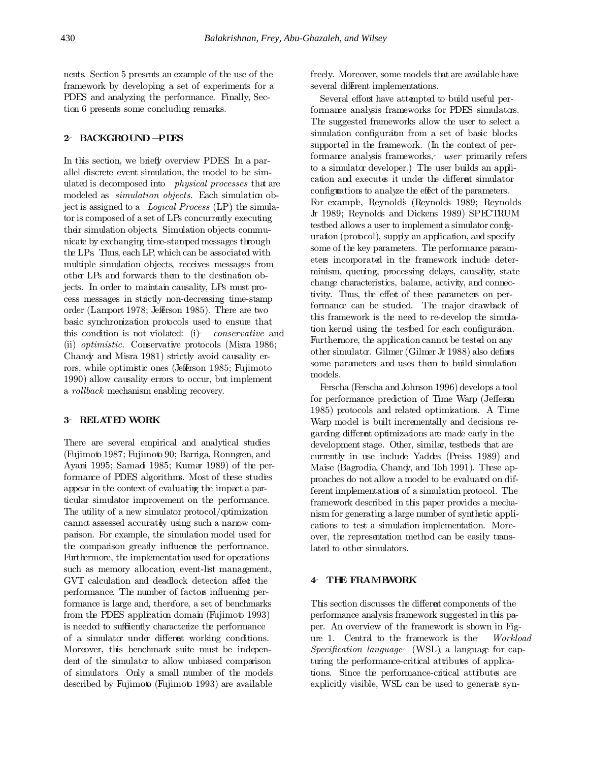nents. Section 5 presents an example of the use of the framework by developing a set of experiments for a PDES and analyzing the performance. Finally, Section 6 presents some concluding remarks.

## 2 BACKGROUND – PDES

In this section, we briefly overview PDES. In a parallel discrete event simulation, the model to be simulated is decomposed into *physical processes* that are modeled as *simulation objects*. Each simulation object is assigned to a *Logical Process* (LP); the simulator is composed of a set of LPs concurrently executing their simulation objects. Simulation objects communicate by exchanging time-stamped messages through the LPs. Thus, each LP, which can be associated with multiple simulation objects, receives messages from other LPs and forwards them to the destination objects. In order to maintain causality, LPs must process messages in strictly non-decreasing time-stamp order (Lamport 1978; Jefferson 1985). There are two basic synchronization protocols used to ensure that this condition is not violated: (i) *conservative* and (ii) *optimistic*. Conservative protocols (Misra 1986; Chandy and Misra 1981) strictly avoid causality errors, while optimistic ones (Jefferson 1985; Fujimoto 1990) allow causality errors to occur, but implement a *rollback* mechanism enabling recovery.

## 3 RELATED WORK

There are several empirical and analytical studies (Fujimoto 1987; Fujimoto 90; Barriga, Ronngren, and Ayani 1995; Samadi 1985; Kumar 1989) of the performance of PDES algorithms. Most of these studies appear in the context of evaluating the impact a particular simulator improvement on the performance. The utility of a new simulator protocol/optimization cannot assessed accurately using such a narrow comparison. For example, the simulation model used for the comparison greatly influences the performance. Furthermore, the implementation used for operations such as memory allocation, event-list management, GVT calculation and deadlock detection affect the performance. The number of factors influening performance is large and, therefore, a set of benchmarks from the PDES application domain (Fujimoto 1993) is needed to sufficiently characterize the performance of a simulator under different working conditions. Moreover, this benchmark suite must be independent of the simulator to allow unbiased comparison of simulators. Only a small number of the models described by Fujimoto (Fujimoto 1993) are available freely. Moreover, some models that are available have several different implementations.

Several efforts have attempted to build useful performance analysis frameworks for PDES simulators. The suggested frameworks allow the user to select a simulation configuration from a set of basic blocks supported in the framework. (In the context of performance analysis frameworks, *user* primarily refers to a simulator developer.) The user builds an application and executes it under the different simulator configurations to analyze the effect of the parameters. For example, Reynold's (Reynolds 1989; Reynolds Jr 1989; Reynolds and Dickens 1989) SPECTRUM testbed allows a user to implement a simulator configuration (protocol), supply an application, and specify some of the key parameters. The performance parameters incorporated in the framework include determinism, queuing, processing delays, causality, state change characteristics, balance, activity, and connectivity. Thus, the effect of these parameters on performance can be studied. The major drawback of this framework is the need to re-develop the simulation kernel using the testbed for each configuration. Furthermore, the application cannot be tested on any other simulator. Gilmer (Gilmer Jr 1988) also defines some parameters and uses them to build simulation models.

Ferscha (Ferscha and Johnson 1996) develops a tool for performance prediction of Time Warp (Jefferson 1985) protocols and related optimizations. A Time Warp model is built incrementally and decisions regarding different optimizations are made early in the development stage. Other, similar, testbeds that are currently in use include Yaddes (Preiss 1989) and Maise (Bagrodia, Chandy, and Toh 1991). These approaches do not allow a model to be evaluated on different implementations of a simulation protocol. The framework described in this paper provides a mechanism for generating a large number of synthetic applications to test a simulation implementation. Moreover, the representation method can be easily translated to other simulators.

## 4 THE FRAMEWORK

This section discusses the different components of the performance analysis framework suggested in this paper. An overview of the framework is shown in Figure 1. Central to the framework is the *Workload Specification language* (WSL), a language for capturing the performance-critical attributes of applications. Since the performance-critical attributes are explicitly visible, WSL can be used to generate syn-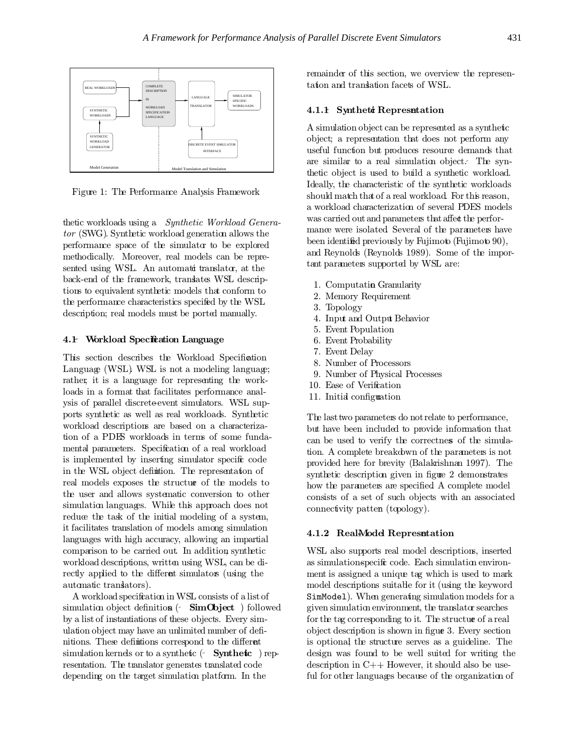Figure 1: The Performance Analysis Framework

thetic workloads using a *Synthetic Workload Generator* (SWG). Synthetic workload generation allows the performance space of the simulator to be explored methodically. Moreover, real models can be represented using WSL. An automatic translator, at the back-end of the framework, translates WSL descriptions to equivalent synthetic models that conform to the performance characteristics specified by the WSL description; real models must be ported manually.

### 4.1 Workload Specification Language

This section describes the Workload Specification Language (WSL). WSL is not a modeling language; rather, it is a language for representing the workloads in a format that facilitates performance analysis of parallel discrete-event simulators. WSL supports synthetic as well as real workloads. Synthetic workload descriptions are based on a characterization of a PDES workloads in terms of some fundamental parameters. Specification of a real workload is implemented by inserting simulator specific code in the WSL object definition. The representation of real models exposes the structure of the models to the user and allows systematic conversion to other simulation languages. While this approach does not reduce the task of the initial modeling of a system, it facilitates translation of models among simulation languages with high accuracy, allowing an impartial comparison to be carried out. In addition, synthetic workload descriptions, written using WSL, can be directly applied to the different simulators (using the automatic translators).

A workload specification in WSL consists of a list of simulation object definitions (- **SimObject** ) followed by a list of instantiations of these objects. Every simulation object may have an unlimited number of definitions. These definitions correspond to the different simulation kernels or to a synthetic (- **Synthetic** ) representation. The translator generates translated code depending on the target simulation platform. In the remainder of this section, we overview the representation and translation facets of WSL.

#### 4.1.1 Synthetic Representation

A simulation object can be represented as a synthetic object; a representation that does not perform any useful function but produces resource demands that are similar to a real simulation object. The synthetic object is used to build a synthetic workload. Ideally, the characteristic of the synthetic workloads should match that of a real workload. For this reason, a workload characterization of several PDES models was carried out and parameters that affect the performance were isolated. Several of the parameters have been identified previously by Fujimoto (Fujimoto 90), and Reynolds (Reynolds 1989). Some of the important parameters supported by WSL are:

1. Computation Granularity
2. Memory Requirement
3. Topology
4. Input and Output Behavior
5. Event Population
6. Event Probability
7. Event Delay
8. Number of Processors
9. Number of Physical Processes
10. Ease of Verification
11. Initial configuration

The last two parameters do not relate to performance, but have been included to provide information that can be used to verify the correctness of the simulation. A complete breakdown of the parameters is not provided here for brevity (Balakrishnan 1997). The synthetic description given in figure 2 demonstrates how the parameters are specified. A complete model consists of a set of such objects with an associated connectivity pattern (topology).

#### 4.1.2 Real-Model Representation

WSL also supports real model descriptions, inserted as simulation-specific code. Each simulation environment is assigned a unique tag which is used to mark model descriptions suitable for it (using the keyword `SimModel`). When generating simulation models for a given simulation environment, the translator searches for the tag corresponding to it. The structure of a real object description is shown in figure 3. Every section is optional; the structure serves as a guideline. The design was found to be well suited for writing the description in C++. However, it should also be useful for other languages because of the organization of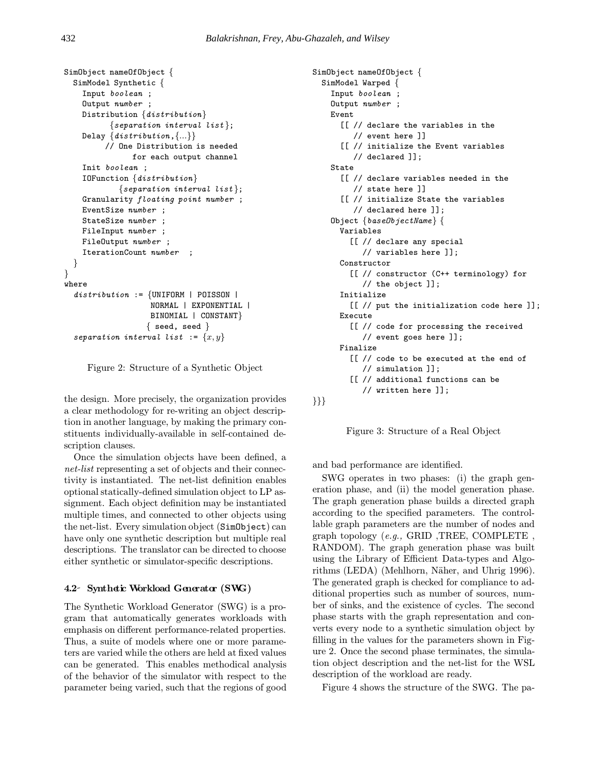```
SimObject nameOfObject {
  SimModel Synthetic {
    Input boolean ;
    Output number ;
    Distribution {distribution}
          {separation interval list};
    Delay {distribution,{...}}
         // One Distribution is needed
               for each output channel
    Init boolean ;
    IOFunction {distribution}
           {separation interval list};
    Granularity floating point number ;
    EventSize number ;
    StateSize number ;
    FileInput number ;
    FileOutput number ;
    IterationCount number  ;
  }
}
where
  distribution := {UNIFORM | POISSON |
                   NORMAL | EXPONENTIAL |
                   BINOMIAL | CONSTANT}
                  { seed, seed }
  separation interval list := {x,y}
```

Figure 2: Structure of a Synthetic Object

the design. More precisely, the organization provides a clear methodology for re-writing an object description in another language, by making the primary constituents individually-available in self-contained description clauses.

Once the simulation objects have been defined, a *net-list* representing a set of objects and their connectivity is instantiated. The net-list definition enables optional statically-defined simulation object to LP assignment. Each object definition may be instantiated multiple times, and connected to other objects using the net-list. Every simulation object (`SimObject`) can have only one synthetic description but multiple real descriptions. The translator can be directed to choose either synthetic or simulator-specific descriptions.

### 4.2 Synthetic Workload Generator (SWG)

The Synthetic Workload Generator (SWG) is a program that automatically generates workloads with emphasis on different performance-related properties. Thus, a suite of models where one or more parameters are varied while the others are held at fixed values can be generated. This enables methodical analysis of the behavior of the simulator with respect to the parameter being varied, such that the regions of good and bad performance are identified.

```
SimObject nameOfObject {
  SimModel Warped {
    Input boolean ;
    Output number ;
    Event
      [[ // declare the variables in the
         // event here ]]
      [[ // initialize the Event variables
         // declared ]];
    State
      [[ // declare variables needed in the
         // state here ]]
      [[ // initialize State the variables
         // declared here ]];
    Object {baseObjectName} {
      Variables
        [[ // declare any special
           // variables here ]];
      Constructor
        [[ // constructor (C++ terminology) for
           // the object ]];
      Initialize
        [[ // put the initialization code here ]];
      Execute
        [[ // code for processing the received
           // event goes here ]];
      Finalize
        [[ // code to be executed at the end of
           // simulation ]];
        [[ // additional functions can be
           // written here ]];
}}}
```

Figure 3: Structure of a Real Object

SWG operates in two phases: (i) the graph generation phase, and (ii) the model generation phase. The graph generation phase builds a directed graph according to the specified parameters. The controllable graph parameters are the number of nodes and graph topology (*e.g.,* GRID ,TREE, COMPLETE , RANDOM). The graph generation phase was built using the Library of Efficient Data-types and Algorithms (LEDA) (Mehlhorn, Näher, and Uhrig 1996). The generated graph is checked for compliance to additional properties such as number of sources, number of sinks, and the existence of cycles. The second phase starts with the graph representation and converts every node to a synthetic simulation object by filling in the values for the parameters shown in Figure 2. Once the second phase terminates, the simulation object description and the net-list for the WSL description of the workload are ready.

Figure 4 shows the structure of the SWG. The pa-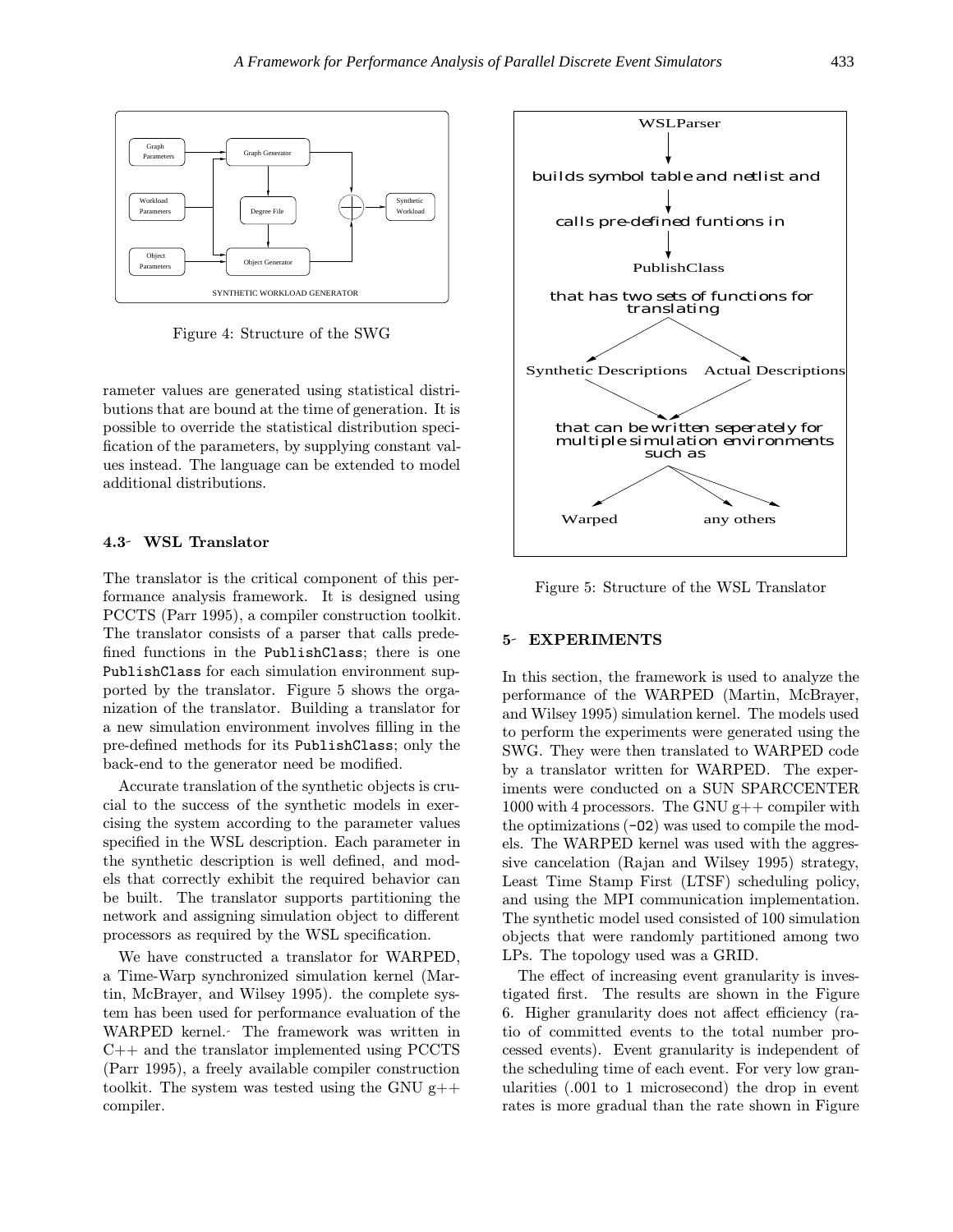Figure 4: Structure of the SWG

rameter values are generated using statistical distributions that are bound at the time of generation. It is possible to override the statistical distribution specification of the parameters, by supplying constant values instead. The language can be extended to model additional distributions.

### 4.3 WSL Translator

The translator is the critical component of this performance analysis framework. It is designed using PCCTS (Parr 1995), a compiler construction toolkit. The translator consists of a parser that calls predefined functions in the `PublishClass`; there is one `PublishClass` for each simulation environment supported by the translator. Figure 5 shows the organization of the translator. Building a translator for a new simulation environment involves filling in the pre-defined methods for its `PublishClass`; only the back-end to the generator need be modified.

Accurate translation of the synthetic objects is crucial to the success of the synthetic models in exercising the system according to the parameter values specified in the WSL description. Each parameter in the synthetic description is well defined, and models that correctly exhibit the required behavior can be built. The translator supports partitioning the network and assigning simulation object to different processors as required by the WSL specification.

We have constructed a translator for WARPED, a Time-Warp synchronized simulation kernel (Martin, McBrayer, and Wilsey 1995). the complete system has been used for performance evaluation of the WARPED kernel. The framework was written in C++ and the translator implemented using PCCTS (Parr 1995), a freely available compiler construction toolkit. The system was tested using the GNU g++ compiler.

Figure 5: Structure of the WSL Translator

## 5 EXPERIMENTS

In this section, the framework is used to analyze the performance of the WARPED (Martin, McBrayer, and Wilsey 1995) simulation kernel. The models used to perform the experiments were generated using the SWG. They were then translated to WARPED code by a translator written for WARPED. The experiments were conducted on a SUN SPARCCENTER 1000 with 4 processors. The GNU g++ compiler with the optimizations (`-O2`) was used to compile the models. The WARPED kernel was used with the aggressive cancelation (Rajan and Wilsey 1995) strategy, Least Time Stamp First (LTSF) scheduling policy, and using the MPI communication implementation. The synthetic model used consisted of 100 simulation objects that were randomly partitioned among two LPs. The topology used was a GRID.

The effect of increasing event granularity is investigated first. The results are shown in the Figure 6. Higher granularity does not affect efficiency (ratio of committed events to the total number processed events). Event granularity is independent of the scheduling time of each event. For very low granularities (.001 to 1 microsecond) the drop in event rates is more gradual than the rate shown in Figure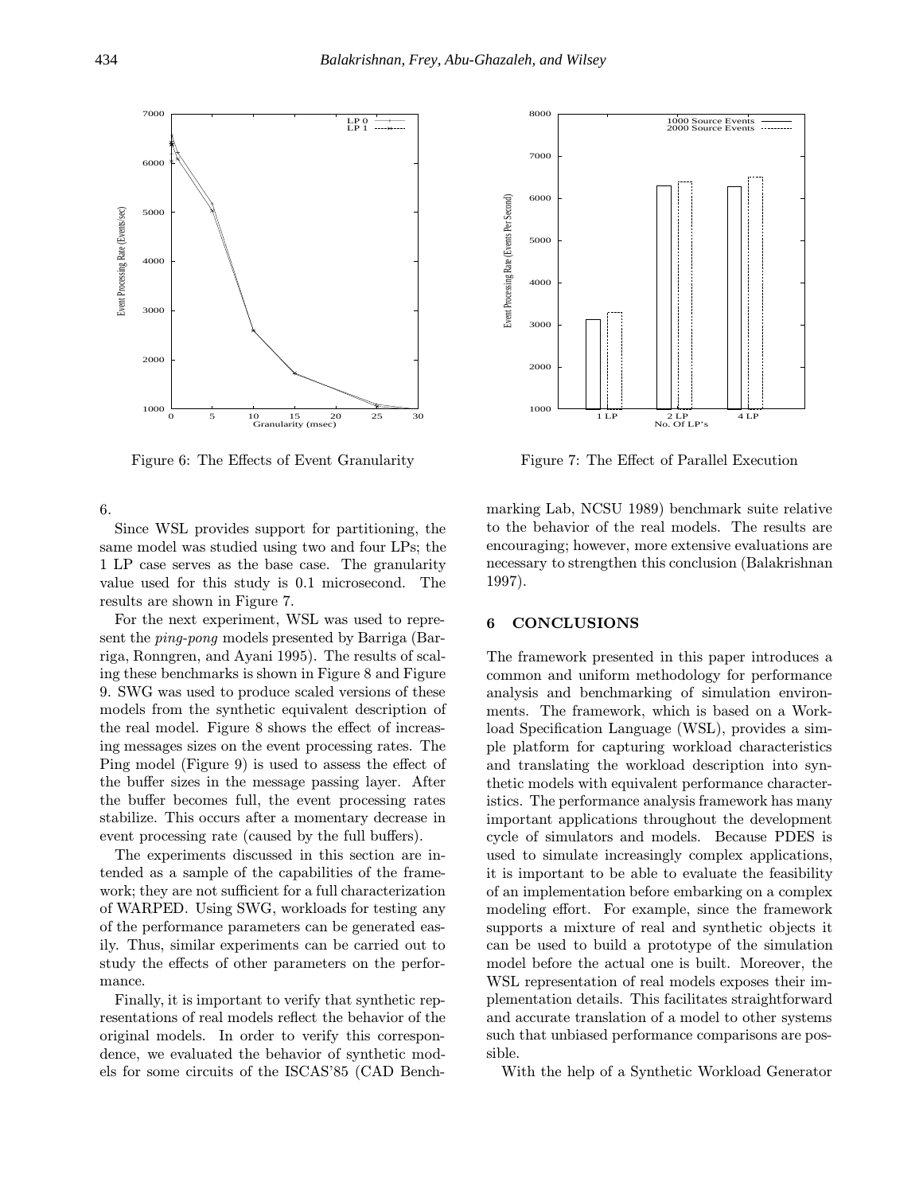Figure 6: The Effects of Event Granularity

Figure 7: The Effect of Parallel Execution

6.

Since WSL provides support for partitioning, the same model was studied using two and four LPs; the 1 LP case serves as the base case. The granularity value used for this study is 0.1 microsecond. The results are shown in Figure 7.

For the next experiment, WSL was used to represent the *ping-pong* models presented by Barriga (Barriga, Ronngren, and Ayani 1995). The results of scaling these benchmarks is shown in Figure 8 and Figure 9. SWG was used to produce scaled versions of these models from the synthetic equivalent description of the real model. Figure 8 shows the effect of increasing messages sizes on the event processing rates. The Ping model (Figure 9) is used to assess the effect of the buffer sizes in the message passing layer. After the buffer becomes full, the event processing rates stabilize. This occurs after a momentary decrease in event processing rate (caused by the full buffers).

The experiments discussed in this section are intended as a sample of the capabilities of the framework; they are not sufficient for a full characterization of WARPED. Using SWG, workloads for testing any of the performance parameters can be generated easily. Thus, similar experiments can be carried out to study the effects of other parameters on the performance.

Finally, it is important to verify that synthetic representations of real models reflect the behavior of the original models. In order to verify this correspondence, we evaluated the behavior of synthetic models for some circuits of the ISCAS'85 (CAD Benchmarking Lab, NCSU 1989) benchmark suite relative to the behavior of the real models. The results are encouraging; however, more extensive evaluations are necessary to strengthen this conclusion (Balakrishnan 1997).

## 6 CONCLUSIONS

The framework presented in this paper introduces a common and uniform methodology for performance analysis and benchmarking of simulation environments. The framework, which is based on a Workload Specification Language (WSL), provides a simple platform for capturing workload characteristics and translating the workload description into synthetic models with equivalent performance characteristics. The performance analysis framework has many important applications throughout the development cycle of simulators and models. Because PDES is used to simulate increasingly complex applications, it is important to be able to evaluate the feasibility of an implementation before embarking on a complex modeling effort. For example, since the framework supports a mixture of real and synthetic objects it can be used to build a prototype of the simulation model before the actual one is built. Moreover, the WSL representation of real models exposes their implementation details. This facilitates straightforward and accurate translation of a model to other systems such that unbiased performance comparisons are possible.

With the help of a Synthetic Workload Generator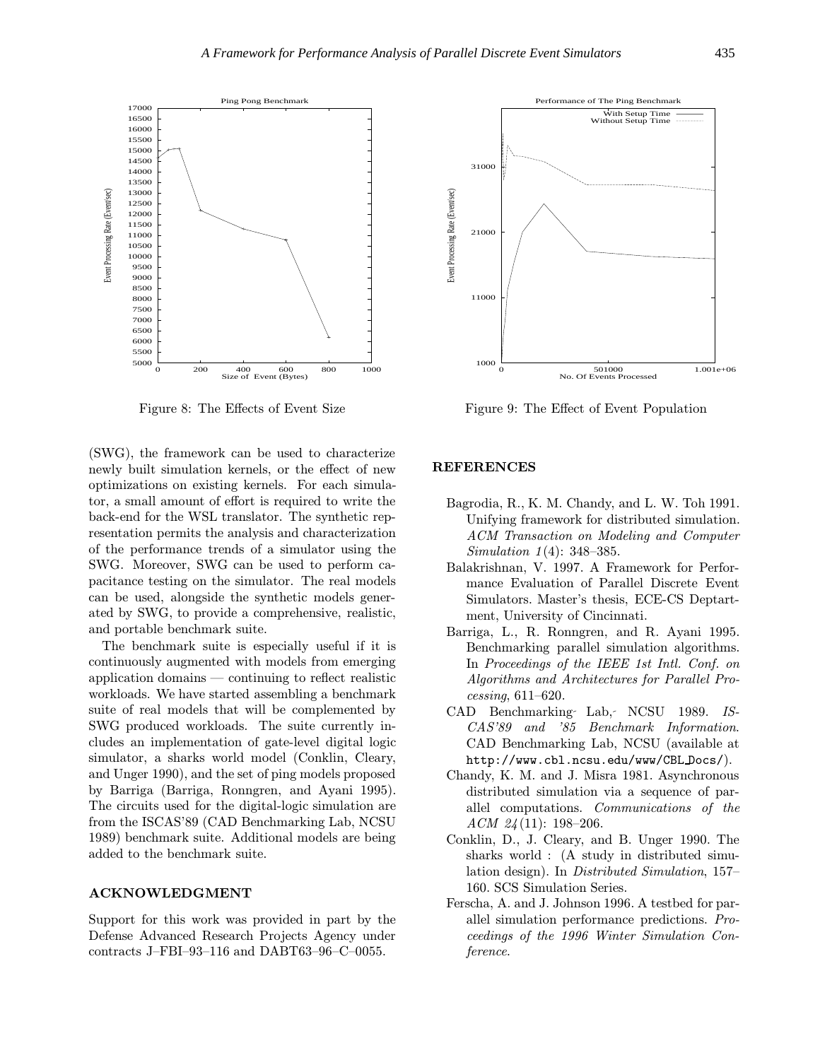Figure 8: The Effects of Event Size

Figure 9: The Effect of Event Population

(SWG), the framework can be used to characterize newly built simulation kernels, or the effect of new optimizations on existing kernels. For each simulator, a small amount of effort is required to write the back-end for the WSL translator. The synthetic representation permits the analysis and characterization of the performance trends of a simulator using the SWG. Moreover, SWG can be used to perform capacitance testing on the simulator. The real models can be used, alongside the synthetic models generated by SWG, to provide a comprehensive, realistic, and portable benchmark suite.

The benchmark suite is especially useful if it is continuously augmented with models from emerging application domains — continuing to reflect realistic workloads. We have started assembling a benchmark suite of real models that will be complemented by SWG produced workloads. The suite currently includes an implementation of gate-level digital logic simulator, a sharks world model (Conklin, Cleary, and Unger 1990), and the set of ping models proposed by Barriga (Barriga, Ronngren, and Ayani 1995). The circuits used for the digital-logic simulation are from the ISCAS'89 (CAD Benchmarking Lab, NCSU 1989) benchmark suite. Additional models are being added to the benchmark suite.

## ACKNOWLEDGMENT

Support for this work was provided in part by the Defense Advanced Research Projects Agency under contracts J–FBI–93–116 and DABT63–96–C–0055.

## REFERENCES

Bagrodia, R., K. M. Chandy, and L. W. Toh 1991. Unifying framework for distributed simulation. *ACM Transaction on Modeling and Computer Simulation 1*(4): 348–385.

Balakrishnan, V. 1997. A Framework for Performance Evaluation of Parallel Discrete Event Simulators. Master's thesis, ECE-CS Deptartment, University of Cincinnati.

Barriga, L., R. Ronngren, and R. Ayani 1995. Benchmarking parallel simulation algorithms. In *Proceedings of the IEEE 1st Intl. Conf. on Algorithms and Architectures for Parallel Processing*, 611–620.

CAD Benchmarking Lab, NCSU 1989. *ISCAS'89 and '85 Benchmark Information*. CAD Benchmarking Lab, NCSU (available at http://www.cbl.ncsu.edu/www/CBL_Docs/).

Chandy, K. M. and J. Misra 1981. Asynchronous distributed simulation via a sequence of parallel computations. *Communications of the ACM 24*(11): 198–206.

Conklin, D., J. Cleary, and B. Unger 1990. The sharks world : (A study in distributed simulation design). In *Distributed Simulation*, 157–160. SCS Simulation Series.

Ferscha, A. and J. Johnson 1996. A testbed for parallel simulation performance predictions. *Proceedings of the 1996 Winter Simulation Conference*.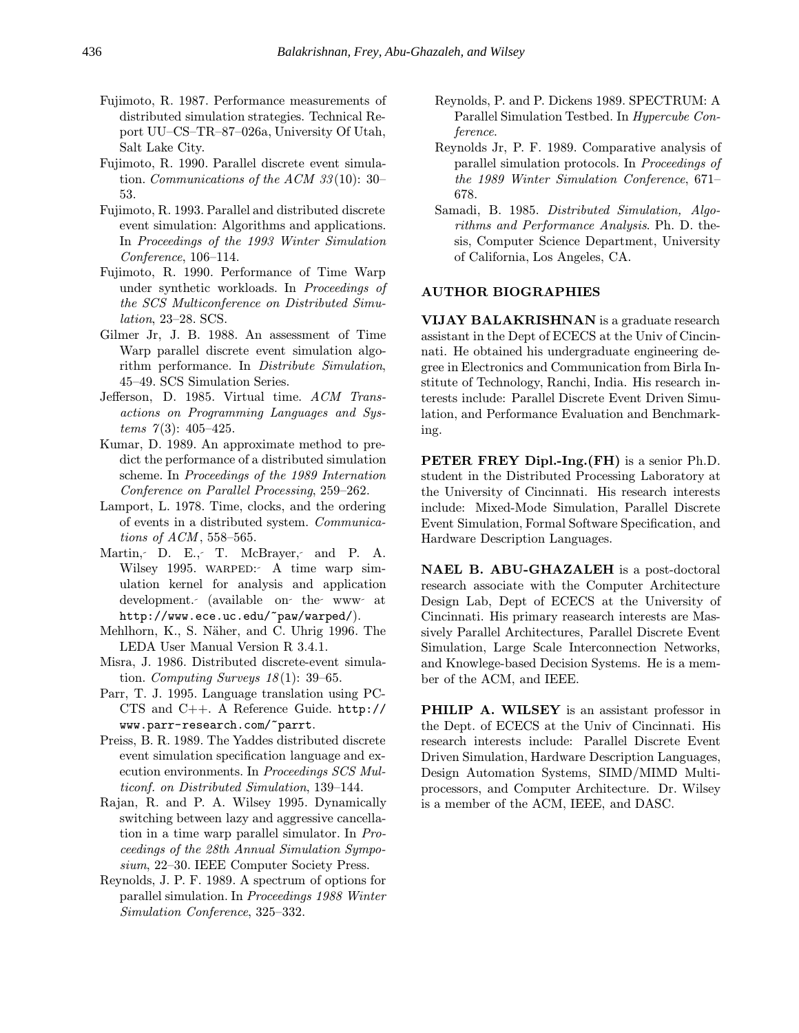Fujimoto, R. 1987. Performance measurements of distributed simulation strategies. Technical Report UU–CS–TR–87–026a, University Of Utah, Salt Lake City.

Fujimoto, R. 1990. Parallel discrete event simulation. *Communications of the ACM 33*(10): 30–53.

Fujimoto, R. 1993. Parallel and distributed discrete event simulation: Algorithms and applications. In *Proceedings of the 1993 Winter Simulation Conference*, 106–114.

Fujimoto, R. 1990. Performance of Time Warp under synthetic workloads. In *Proceedings of the SCS Multiconference on Distributed Simulation*, 23–28. SCS.

Gilmer Jr, J. B. 1988. An assessment of Time Warp parallel discrete event simulation algorithm performance. In *Distribute Simulation*, 45–49. SCS Simulation Series.

Jefferson, D. 1985. Virtual time. *ACM Transactions on Programming Languages and Systems 7*(3): 405–425.

Kumar, D. 1989. An approximate method to predict the performance of a distributed simulation scheme. In *Proceedings of the 1989 Internation Conference on Parallel Processing*, 259–262.

Lamport, L. 1978. Time, clocks, and the ordering of events in a distributed system. *Communications of ACM*, 558–565.

Martin, D. E., T. McBrayer, and P. A. Wilsey 1995. WARPED: A time warp simulation kernel for analysis and application development. (available on the www at `http://www.ece.uc.edu/~paw/warped/`).

Mehlhorn, K., S. Näher, and C. Uhrig 1996. The LEDA User Manual Version R 3.4.1.

Misra, J. 1986. Distributed discrete-event simulation. *Computing Surveys 18*(1): 39–65.

Parr, T. J. 1995. Language translation using PC-CTS and C++. A Reference Guide. `http://www.parr-research.com/~parrt`.

Preiss, B. R. 1989. The Yaddes distributed discrete event simulation specification language and execution environments. In *Proceedings SCS Multiconf. on Distributed Simulation*, 139–144.

Rajan, R. and P. A. Wilsey 1995. Dynamically switching between lazy and aggressive cancellation in a time warp parallel simulator. In *Proceedings of the 28th Annual Simulation Symposium*, 22–30. IEEE Computer Society Press.

Reynolds, J. P. F. 1989. A spectrum of options for parallel simulation. In *Proceedings 1988 Winter Simulation Conference*, 325–332.

Reynolds, P. and P. Dickens 1989. SPECTRUM: A Parallel Simulation Testbed. In *Hypercube Conference*.

Reynolds Jr, P. F. 1989. Comparative analysis of parallel simulation protocols. In *Proceedings of the 1989 Winter Simulation Conference*, 671–678.

Samadi, B. 1985. *Distributed Simulation, Algorithms and Performance Analysis*. Ph. D. thesis, Computer Science Department, University of California, Los Angeles, CA.

## AUTHOR BIOGRAPHIES

**VIJAY BALAKRISHNAN** is a graduate research assistant in the Dept of ECECS at the Univ of Cincinnati. He obtained his undergraduate engineering degree in Electronics and Communication from Birla Institute of Technology, Ranchi, India. His research interests include: Parallel Discrete Event Driven Simulation, and Performance Evaluation and Benchmarking.

**PETER FREY Dipl.-Ing.(FH)** is a senior Ph.D. student in the Distributed Processing Laboratory at the University of Cincinnati. His research interests include: Mixed-Mode Simulation, Parallel Discrete Event Simulation, Formal Software Specification, and Hardware Description Languages.

**NAEL B. ABU-GHAZALEH** is a post-doctoral research associate with the Computer Architecture Design Lab, Dept of ECECS at the University of Cincinnati. His primary reasearch interests are Massively Parallel Architectures, Parallel Discrete Event Simulation, Large Scale Interconnection Networks, and Knowlege-based Decision Systems. He is a member of the ACM, and IEEE.

**PHILIP A. WILSEY** is an assistant professor in the Dept. of ECECS at the Univ of Cincinnati. His research interests include: Parallel Discrete Event Driven Simulation, Hardware Description Languages, Design Automation Systems, SIMD/MIMD Multiprocessors, and Computer Architecture. Dr. Wilsey is a member of the ACM, IEEE, and DASC.